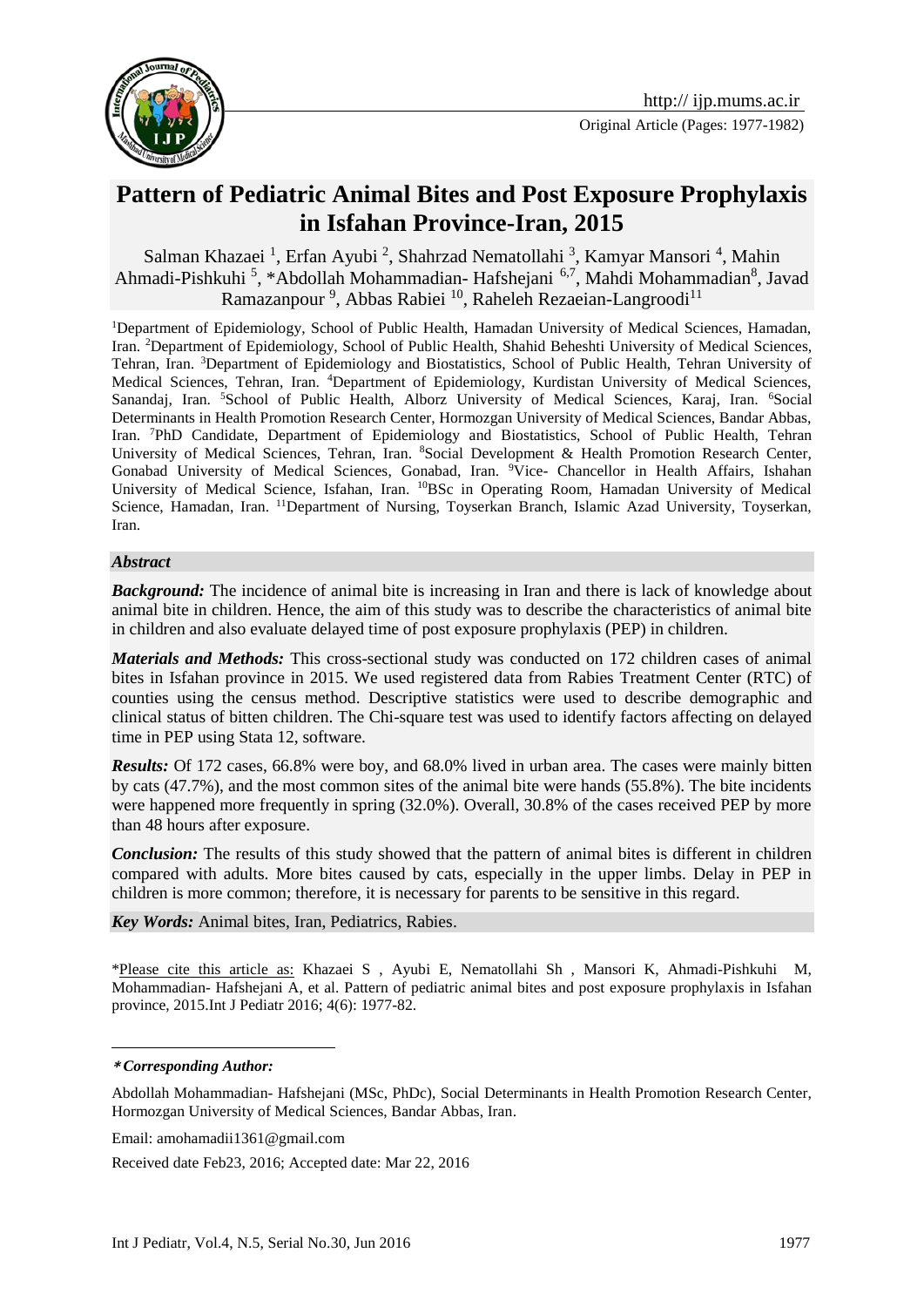Original Article (Pages: 1977-1982)

# Pattern of Pediatric Animal Bites and Post Exposure Prophylaxis in Isfahan Province-Iran, 2015

Salman Khazaei [1], Erfan Ayubi [2], Shahrzad Nematollahi [3], Kamyar Mansori [4], Mahin Ahmadi-Pishkuhi [5], *Abdollah Mohammadian- Hafshejani [6,7], Mahdi Mohammadian[8], Javad Ramazanpour [9], Abbas Rabiei [10], Raheleh Rezaeian-Langroodi[11]

[1]Department of Epidemiology, School of Public Health, Hamadan University of Medical Sciences, Hamadan, Iran. [2]Department of Epidemiology, School of Public Health, Shahid Beheshti University of Medical Sciences, Tehran, Iran. [3]Department of Epidemiology and Biostatistics, School of Public Health, Tehran University of Medical Sciences, Tehran, Iran. [4]Department of Epidemiology, Kurdistan University of Medical Sciences, Sanandaj, Iran. [5]School of Public Health, Alborz University of Medical Sciences, Karaj, Iran. [6]Social Determinants in Health Promotion Research Center, Hormozgan University of Medical Sciences, Bandar Abbas, Iran. [7]PhD Candidate, Department of Epidemiology and Biostatistics, School of Public Health, Tehran University of Medical Sciences, Tehran, Iran. [8]Social Development & Health Promotion Research Center, Gonabad University of Medical Sciences, Gonabad, Iran. [9]Vice- Chancellor in Health Affairs, Ishahan University of Medical Science, Isfahan, Iran. [10]BSc in Operating Room, Hamadan University of Medical Science, Hamadan, Iran. [11]Department of Nursing, Toyserkan Branch, Islamic Azad University, Toyserkan, Iran.

## Abstract

***Background:*** The incidence of animal bite is increasing in Iran and there is lack of knowledge about animal bite in children. Hence, the aim of this study was to describe the characteristics of animal bite in children and also evaluate delayed time of post exposure prophylaxis (PEP) in children.

***Materials and Methods:*** This cross-sectional study was conducted on 172 children cases of animal bites in Isfahan province in 2015. We used registered data from Rabies Treatment Center (RTC) of counties using the census method. Descriptive statistics were used to describe demographic and clinical status of bitten children. The Chi-square test was used to identify factors affecting on delayed time in PEP using Stata 12, software.

***Results:*** Of 172 cases, 66.8% were boy, and 68.0% lived in urban area. The cases were mainly bitten by cats (47.7%), and the most common sites of the animal bite were hands (55.8%). The bite incidents were happened more frequently in spring (32.0%). Overall, 30.8% of the cases received PEP by more than 48 hours after exposure.

***Conclusion:*** The results of this study showed that the pattern of animal bites is different in children compared with adults. More bites caused by cats, especially in the upper limbs. Delay in PEP in children is more common; therefore, it is necessary for parents to be sensitive in this regard.

***Key Words:*** Animal bites, Iran, Pediatrics, Rabies.

*Please cite this article as: Khazaei S , Ayubi E, Nematollahi Sh , Mansori K, Ahmadi-Pishkuhi M, Mohammadian- Hafshejani A, et al. Pattern of pediatric animal bites and post exposure prophylaxis in Isfahan province, 2015.Int J Pediatr 2016; 4(6): 1977-82.

---

***Corresponding Author:***

Abdollah Mohammadian- Hafshejani (MSc, PhDc), Social Determinants in Health Promotion Research Center, Hormozgan University of Medical Sciences, Bandar Abbas, Iran.

Email: amohamadii1361@gmail.com

Received date Feb23, 2016; Accepted date: Mar 22, 2016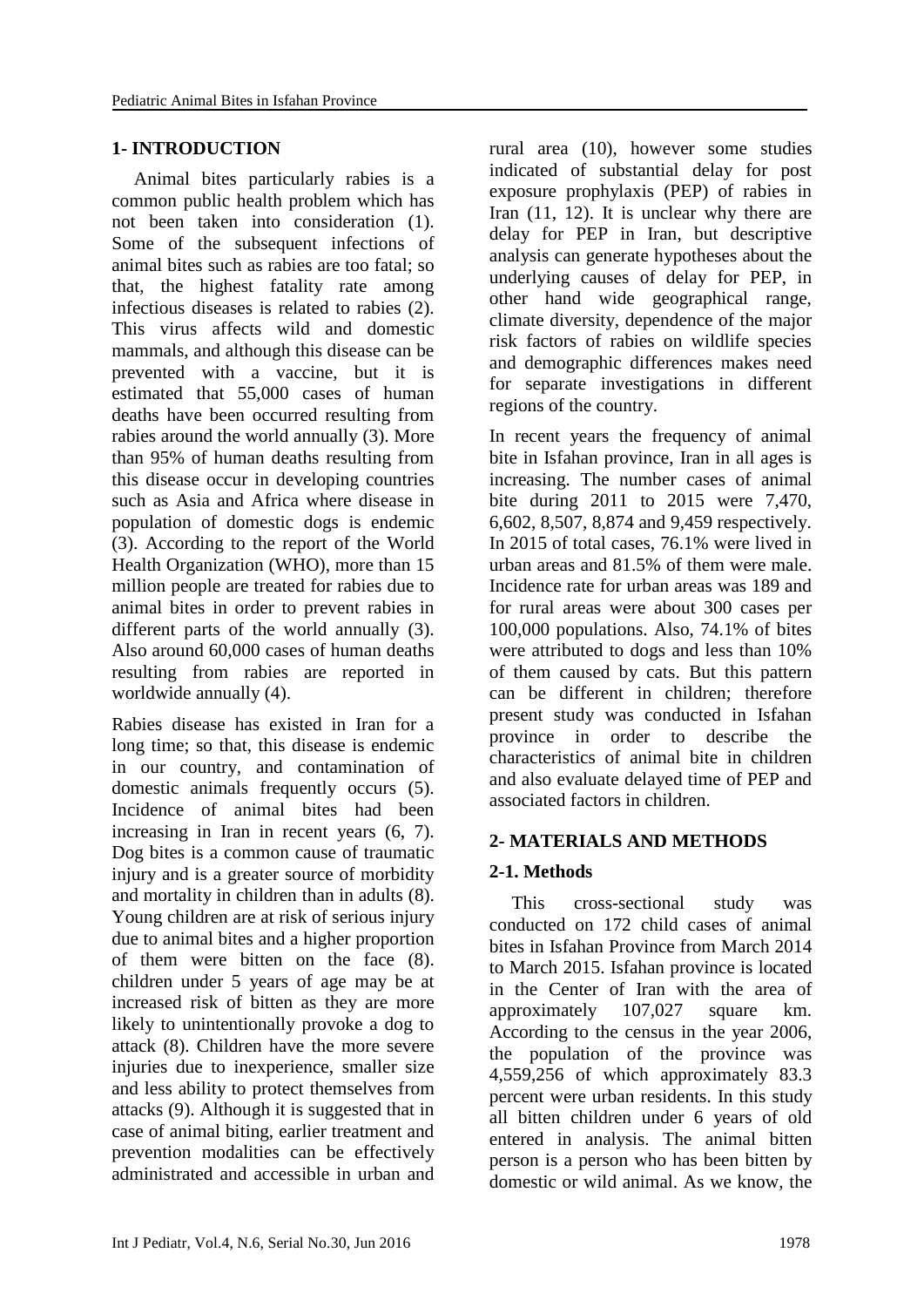## 1- INTRODUCTION

Animal bites particularly rabies is a common public health problem which has not been taken into consideration (1). Some of the subsequent infections of animal bites such as rabies are too fatal; so that, the highest fatality rate among infectious diseases is related to rabies (2). This virus affects wild and domestic mammals, and although this disease can be prevented with a vaccine, but it is estimated that 55,000 cases of human deaths have been occurred resulting from rabies around the world annually (3). More than 95% of human deaths resulting from this disease occur in developing countries such as Asia and Africa where disease in population of domestic dogs is endemic (3). According to the report of the World Health Organization (WHO), more than 15 million people are treated for rabies due to animal bites in order to prevent rabies in different parts of the world annually (3). Also around 60,000 cases of human deaths resulting from rabies are reported in worldwide annually (4).

Rabies disease has existed in Iran for a long time; so that, this disease is endemic in our country, and contamination of domestic animals frequently occurs (5). Incidence of animal bites had been increasing in Iran in recent years (6, 7). Dog bites is a common cause of traumatic injury and is a greater source of morbidity and mortality in children than in adults (8). Young children are at risk of serious injury due to animal bites and a higher proportion of them were bitten on the face (8). children under 5 years of age may be at increased risk of bitten as they are more likely to unintentionally provoke a dog to attack (8). Children have the more severe injuries due to inexperience, smaller size and less ability to protect themselves from attacks (9). Although it is suggested that in case of animal biting, earlier treatment and prevention modalities can be effectively administrated and accessible in urban and rural area (10), however some studies indicated of substantial delay for post exposure prophylaxis (PEP) of rabies in Iran (11, 12). It is unclear why there are delay for PEP in Iran, but descriptive analysis can generate hypotheses about the underlying causes of delay for PEP, in other hand wide geographical range, climate diversity, dependence of the major risk factors of rabies on wildlife species and demographic differences makes need for separate investigations in different regions of the country.

In recent years the frequency of animal bite in Isfahan province, Iran in all ages is increasing. The number cases of animal bite during 2011 to 2015 were 7,470, 6,602, 8,507, 8,874 and 9,459 respectively. In 2015 of total cases, 76.1% were lived in urban areas and 81.5% of them were male. Incidence rate for urban areas was 189 and for rural areas were about 300 cases per 100,000 populations. Also, 74.1% of bites were attributed to dogs and less than 10% of them caused by cats. But this pattern can be different in children; therefore present study was conducted in Isfahan province in order to describe the characteristics of animal bite in children and also evaluate delayed time of PEP and associated factors in children.

## 2- MATERIALS AND METHODS

### 2-1. Methods

This cross-sectional study was conducted on 172 child cases of animal bites in Isfahan Province from March 2014 to March 2015. Isfahan province is located in the Center of Iran with the area of approximately 107,027 square km. According to the census in the year 2006, the population of the province was 4,559,256 of which approximately 83.3 percent were urban residents. In this study all bitten children under 6 years of old entered in analysis. The animal bitten person is a person who has been bitten by domestic or wild animal. As we know, the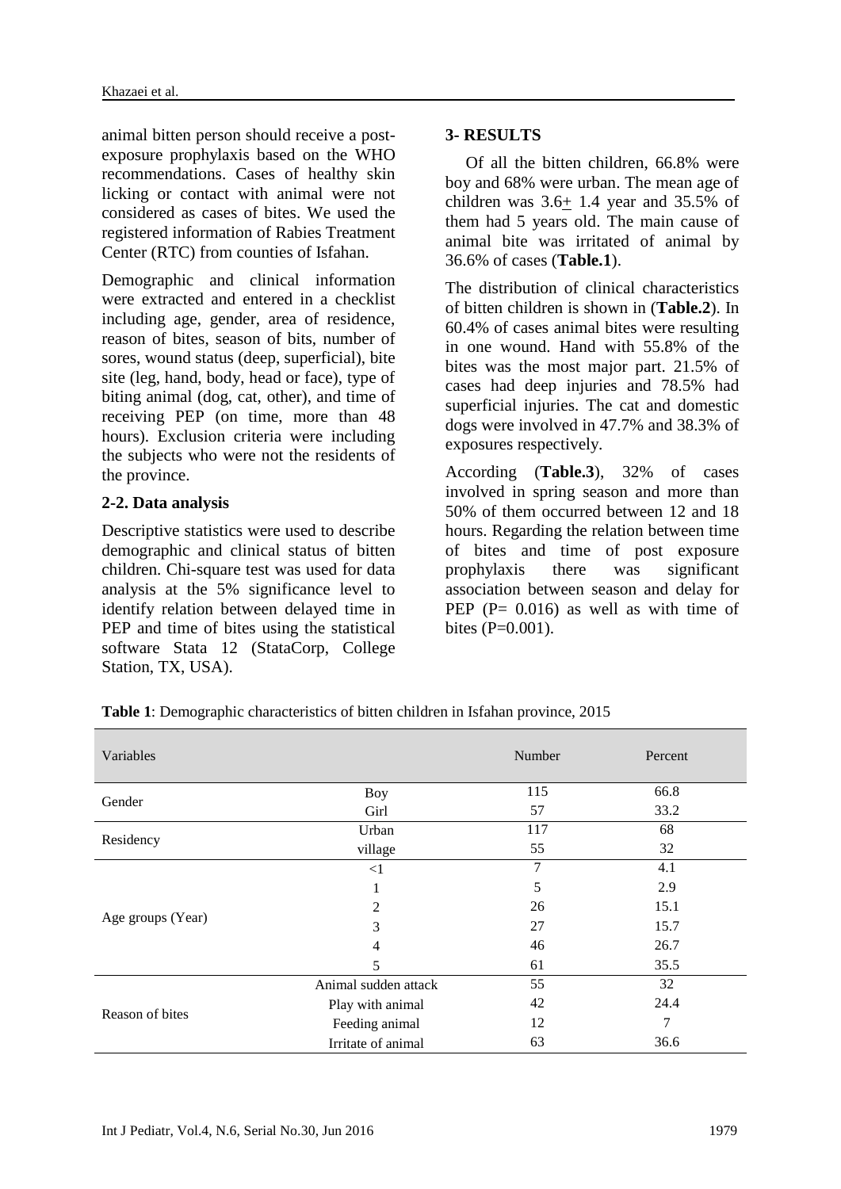animal bitten person should receive a post-exposure prophylaxis based on the WHO recommendations. Cases of healthy skin licking or contact with animal were not considered as cases of bites. We used the registered information of Rabies Treatment Center (RTC) from counties of Isfahan.

Demographic and clinical information were extracted and entered in a checklist including age, gender, area of residence, reason of bites, season of bits, number of sores, wound status (deep, superficial), bite site (leg, hand, body, head or face), type of biting animal (dog, cat, other), and time of receiving PEP (on time, more than 48 hours). Exclusion criteria were including the subjects who were not the residents of the province.

### 2-2. Data analysis

Descriptive statistics were used to describe demographic and clinical status of bitten children. Chi-square test was used for data analysis at the 5% significance level to identify relation between delayed time in PEP and time of bites using the statistical software Stata 12 (StataCorp, College Station, TX, USA).

## 3- RESULTS

Of all the bitten children, 66.8% were boy and 68% were urban. The mean age of children was 3.6± 1.4 year and 35.5% of them had 5 years old. The main cause of animal bite was irritated of animal by 36.6% of cases (**Table.1**).

The distribution of clinical characteristics of bitten children is shown in (**Table.2**). In 60.4% of cases animal bites were resulting in one wound. Hand with 55.8% of the bites was the most major part. 21.5% of cases had deep injuries and 78.5% had superficial injuries. The cat and domestic dogs were involved in 47.7% and 38.3% of exposures respectively.

According (**Table.3**), 32% of cases involved in spring season and more than 50% of them occurred between 12 and 18 hours. Regarding the relation between time of bites and time of post exposure prophylaxis there was significant association between season and delay for PEP (P= 0.016) as well as with time of bites (P=0.001).

**Table 1**: Demographic characteristics of bitten children in Isfahan province, 2015

| Variables | | Number | Percent |
|---|---|---|---|
| Gender | Boy | 115 | 66.8 |
| | Girl | 57 | 33.2 |
| Residency | Urban | 117 | 68 |
| | village | 55 | 32 |
| Age groups (Year) | <1 | 7 | 4.1 |
| | 1 | 5 | 2.9 |
| | 2 | 26 | 15.1 |
| | 3 | 27 | 15.7 |
| | 4 | 46 | 26.7 |
| | 5 | 61 | 35.5 |
| Reason of bites | Animal sudden attack | 55 | 32 |
| | Play with animal | 42 | 24.4 |
| | Feeding animal | 12 | 7 |
| | Irritate of animal | 63 | 36.6 |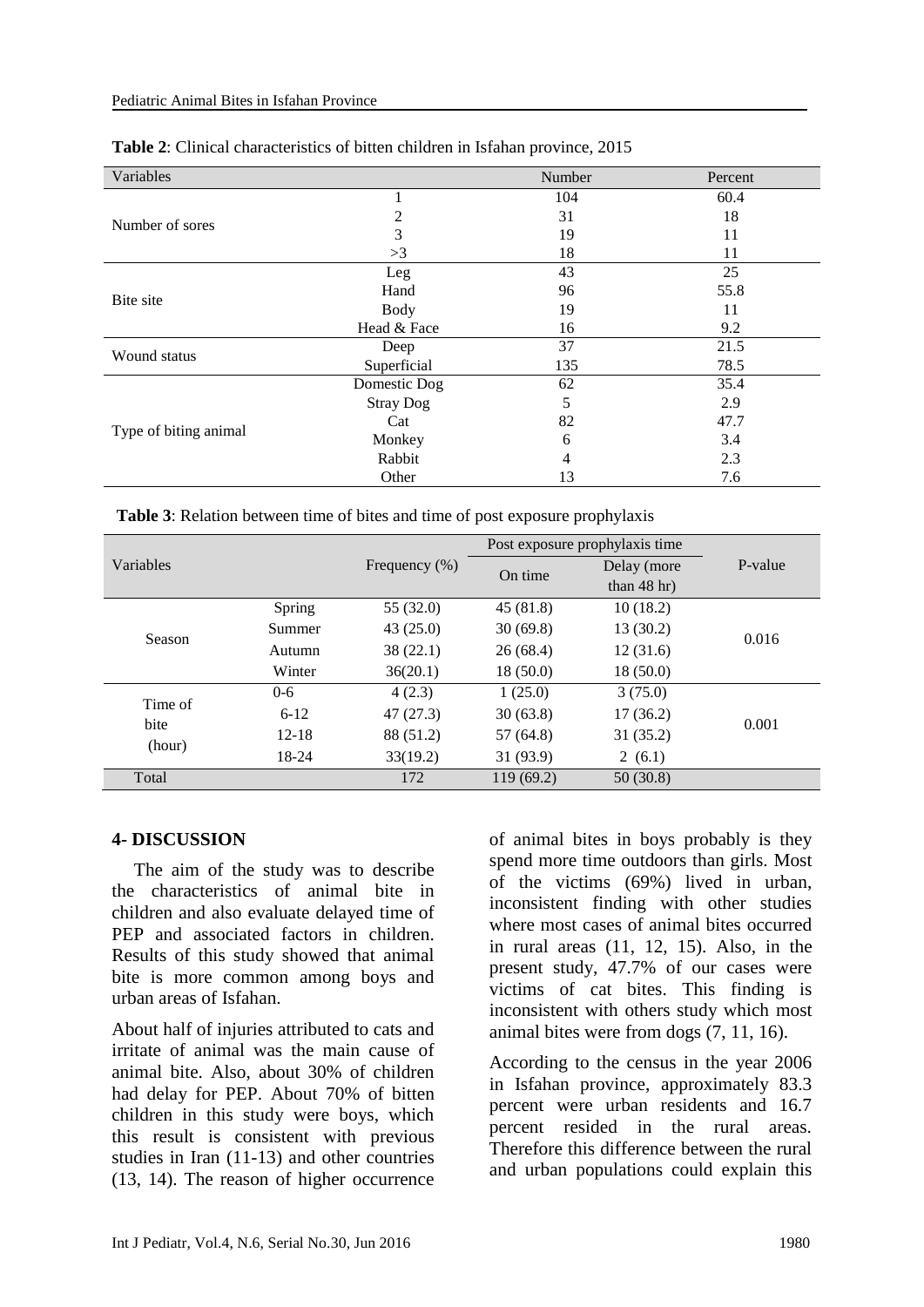**Table 2**: Clinical characteristics of bitten children in Isfahan province, 2015

| Variables | | Number | Percent |
|---|---|---|---|
| Number of sores | 1 | 104 | 60.4 |
| | 2 | 31 | 18 |
| | 3 | 19 | 11 |
| | >3 | 18 | 11 |
| Bite site | Leg | 43 | 25 |
| | Hand | 96 | 55.8 |
| | Body | 19 | 11 |
| | Head & Face | 16 | 9.2 |
| Wound status | Deep | 37 | 21.5 |
| | Superficial | 135 | 78.5 |
| Type of biting animal | Domestic Dog | 62 | 35.4 |
| | Stray Dog | 5 | 2.9 |
| | Cat | 82 | 47.7 |
| | Monkey | 6 | 3.4 |
| | Rabbit | 4 | 2.3 |
| | Other | 13 | 7.6 |

**Table 3**: Relation between time of bites and time of post exposure prophylaxis

| Variables | | Frequency (%) | Post exposure prophylaxis time | | P-value |
|---|---|---|---|---|---|
| | | | On time | Delay (more than 48 hr) | |
| Season | Spring | 55 (32.0) | 45 (81.8) | 10 (18.2) | 0.016 |
| | Summer | 43 (25.0) | 30 (69.8) | 13 (30.2) | |
| | Autumn | 38 (22.1) | 26 (68.4) | 12 (31.6) | |
| | Winter | 36(20.1) | 18 (50.0) | 18 (50.0) | |
| Time of bite (hour) | 0-6 | 4 (2.3) | 1 (25.0) | 3 (75.0) | 0.001 |
| | 6-12 | 47 (27.3) | 30 (63.8) | 17 (36.2) | |
| | 12-18 | 88 (51.2) | 57 (64.8) | 31 (35.2) | |
| | 18-24 | 33(19.2) | 31 (93.9) | 2 (6.1) | |
| Total | | 172 | 119 (69.2) | 50 (30.8) | |

## 4- DISCUSSION

The aim of the study was to describe the characteristics of animal bite in children and also evaluate delayed time of PEP and associated factors in children. Results of this study showed that animal bite is more common among boys and urban areas of Isfahan.

About half of injuries attributed to cats and irritate of animal was the main cause of animal bite. Also, about 30% of children had delay for PEP. About 70% of bitten children in this study were boys, which this result is consistent with previous studies in Iran (11-13) and other countries (13, 14). The reason of higher occurrence of animal bites in boys probably is they spend more time outdoors than girls. Most of the victims (69%) lived in urban, inconsistent finding with other studies where most cases of animal bites occurred in rural areas (11, 12, 15). Also, in the present study, 47.7% of our cases were victims of cat bites. This finding is inconsistent with others study which most animal bites were from dogs (7, 11, 16).

According to the census in the year 2006 in Isfahan province, approximately 83.3 percent were urban residents and 16.7 percent resided in the rural areas. Therefore this difference between the rural and urban populations could explain this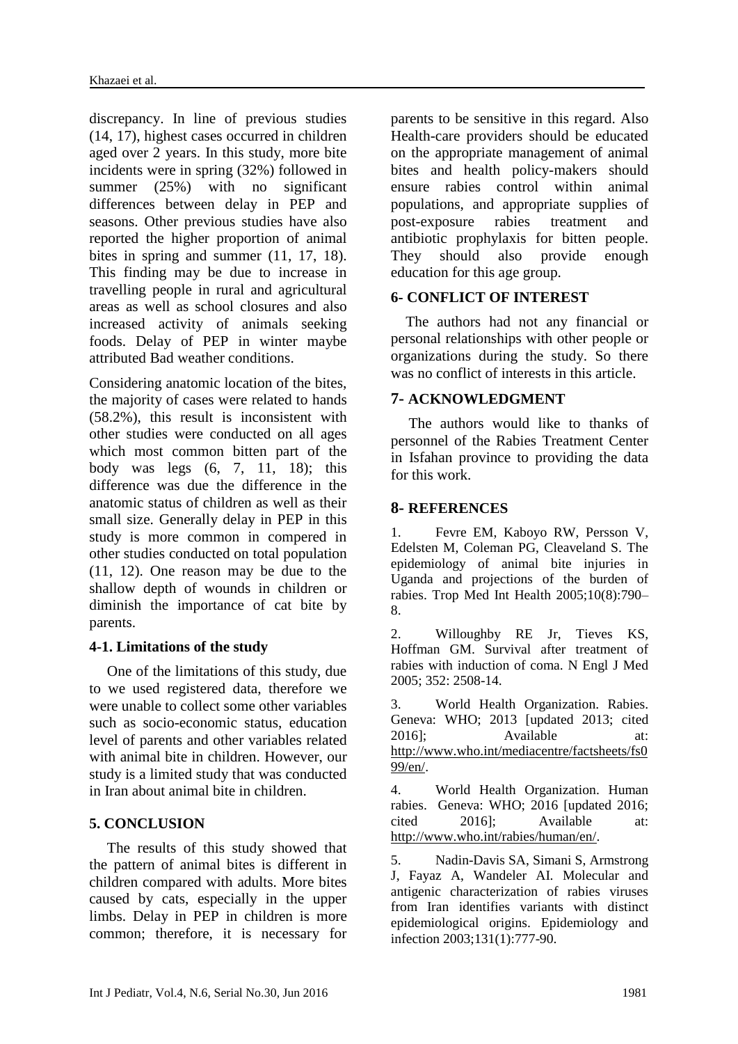discrepancy. In line of previous studies (14, 17), highest cases occurred in children aged over 2 years. In this study, more bite incidents were in spring (32%) followed in summer (25%) with no significant differences between delay in PEP and seasons. Other previous studies have also reported the higher proportion of animal bites in spring and summer (11, 17, 18). This finding may be due to increase in travelling people in rural and agricultural areas as well as school closures and also increased activity of animals seeking foods. Delay of PEP in winter maybe attributed Bad weather conditions.

Considering anatomic location of the bites, the majority of cases were related to hands (58.2%), this result is inconsistent with other studies were conducted on all ages which most common bitten part of the body was legs (6, 7, 11, 18); this difference was due the difference in the anatomic status of children as well as their small size. Generally delay in PEP in this study is more common in compered in other studies conducted on total population (11, 12). One reason may be due to the shallow depth of wounds in children or diminish the importance of cat bite by parents.

### 4-1. Limitations of the study

One of the limitations of this study, due to we used registered data, therefore we were unable to collect some other variables such as socio-economic status, education level of parents and other variables related with animal bite in children. However, our study is a limited study that was conducted in Iran about animal bite in children.

## 5. CONCLUSION

The results of this study showed that the pattern of animal bites is different in children compared with adults. More bites caused by cats, especially in the upper limbs. Delay in PEP in children is more common; therefore, it is necessary for parents to be sensitive in this regard. Also Health-care providers should be educated on the appropriate management of animal bites and health policy-makers should ensure rabies control within animal populations, and appropriate supplies of post-exposure rabies treatment and antibiotic prophylaxis for bitten people. They should also provide enough education for this age group.

## 6- CONFLICT OF INTEREST

The authors had not any financial or personal relationships with other people or organizations during the study. So there was no conflict of interests in this article.

## 7- ACKNOWLEDGMENT

The authors would like to thanks of personnel of the Rabies Treatment Center in Isfahan province to providing the data for this work.

## 8- REFERENCES

1. Fevre EM, Kaboyo RW, Persson V, Edelsten M, Coleman PG, Cleaveland S. The epidemiology of animal bite injuries in Uganda and projections of the burden of rabies. Trop Med Int Health 2005;10(8):790–8.

2. Willoughby RE Jr, Tieves KS, Hoffman GM. Survival after treatment of rabies with induction of coma. N Engl J Med 2005; 352: 2508-14.

3. World Health Organization. Rabies. Geneva: WHO; 2013 [updated 2013; cited 2016]; Available at: http://www.who.int/mediacentre/factsheets/fs099/en/.

4. World Health Organization. Human rabies. Geneva: WHO; 2016 [updated 2016; cited 2016]; Available at: http://www.who.int/rabies/human/en/.

5. Nadin-Davis SA, Simani S, Armstrong J, Fayaz A, Wandeler AI. Molecular and antigenic characterization of rabies viruses from Iran identifies variants with distinct epidemiological origins. Epidemiology and infection 2003;131(1):777-90.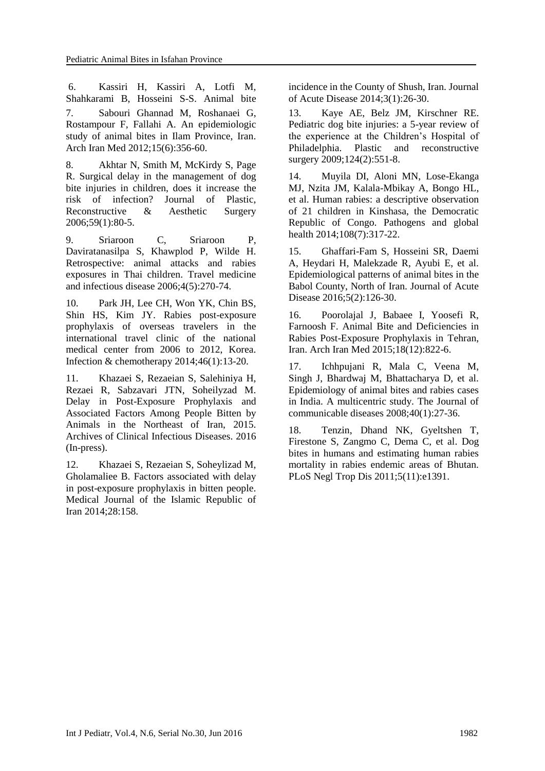6. Kassiri H, Kassiri A, Lotfi M, Shahkarami B, Hosseini S-S. Animal bite incidence in the County of Shush, Iran. Journal of Acute Disease 2014;3(1):26-30.

7. Sabouri Ghannad M, Roshanaei G, Rostampour F, Fallahi A. An epidemiologic study of animal bites in Ilam Province, Iran. Arch Iran Med 2012;15(6):356-60.

8. Akhtar N, Smith M, McKirdy S, Page R. Surgical delay in the management of dog bite injuries in children, does it increase the risk of infection? Journal of Plastic, Reconstructive & Aesthetic Surgery 2006;59(1):80-5.

9. Sriaroon C, Sriaroon P, Daviratanasilpa S, Khawplod P, Wilde H. Retrospective: animal attacks and rabies exposures in Thai children. Travel medicine and infectious disease 2006;4(5):270-74.

10. Park JH, Lee CH, Won YK, Chin BS, Shin HS, Kim JY. Rabies post-exposure prophylaxis of overseas travelers in the international travel clinic of the national medical center from 2006 to 2012, Korea. Infection & chemotherapy 2014;46(1):13-20.

11. Khazaei S, Rezaeian S, Salehiniya H, Rezaei R, Sabzavari JTN, Soheilyzad M. Delay in Post-Exposure Prophylaxis and Associated Factors Among People Bitten by Animals in the Northeast of Iran, 2015. Archives of Clinical Infectious Diseases. 2016 (In-press).

12. Khazaei S, Rezaeian S, Soheylizad M, Gholamaliee B. Factors associated with delay in post-exposure prophylaxis in bitten people. Medical Journal of the Islamic Republic of Iran 2014;28:158.

13. Kaye AE, Belz JM, Kirschner RE. Pediatric dog bite injuries: a 5-year review of the experience at the Children's Hospital of Philadelphia. Plastic and reconstructive surgery 2009;124(2):551-8.

14. Muyila DI, Aloni MN, Lose-Ekanga MJ, Nzita JM, Kalala-Mbikay A, Bongo HL, et al. Human rabies: a descriptive observation of 21 children in Kinshasa, the Democratic Republic of Congo. Pathogens and global health 2014;108(7):317-22.

15. Ghaffari-Fam S, Hosseini SR, Daemi A, Heydari H, Malekzade R, Ayubi E, et al. Epidemiological patterns of animal bites in the Babol County, North of Iran. Journal of Acute Disease 2016;5(2):126-30.

16. Poorolajal J, Babaee I, Yoosefi R, Farnoosh F. Animal Bite and Deficiencies in Rabies Post-Exposure Prophylaxis in Tehran, Iran. Arch Iran Med 2015;18(12):822-6.

17. Ichhpujani R, Mala C, Veena M, Singh J, Bhardwaj M, Bhattacharya D, et al. Epidemiology of animal bites and rabies cases in India. A multicentric study. The Journal of communicable diseases 2008;40(1):27-36.

18. Tenzin, Dhand NK, Gyeltshen T, Firestone S, Zangmo C, Dema C, et al. Dog bites in humans and estimating human rabies mortality in rabies endemic areas of Bhutan. PLoS Negl Trop Dis 2011;5(11):e1391.